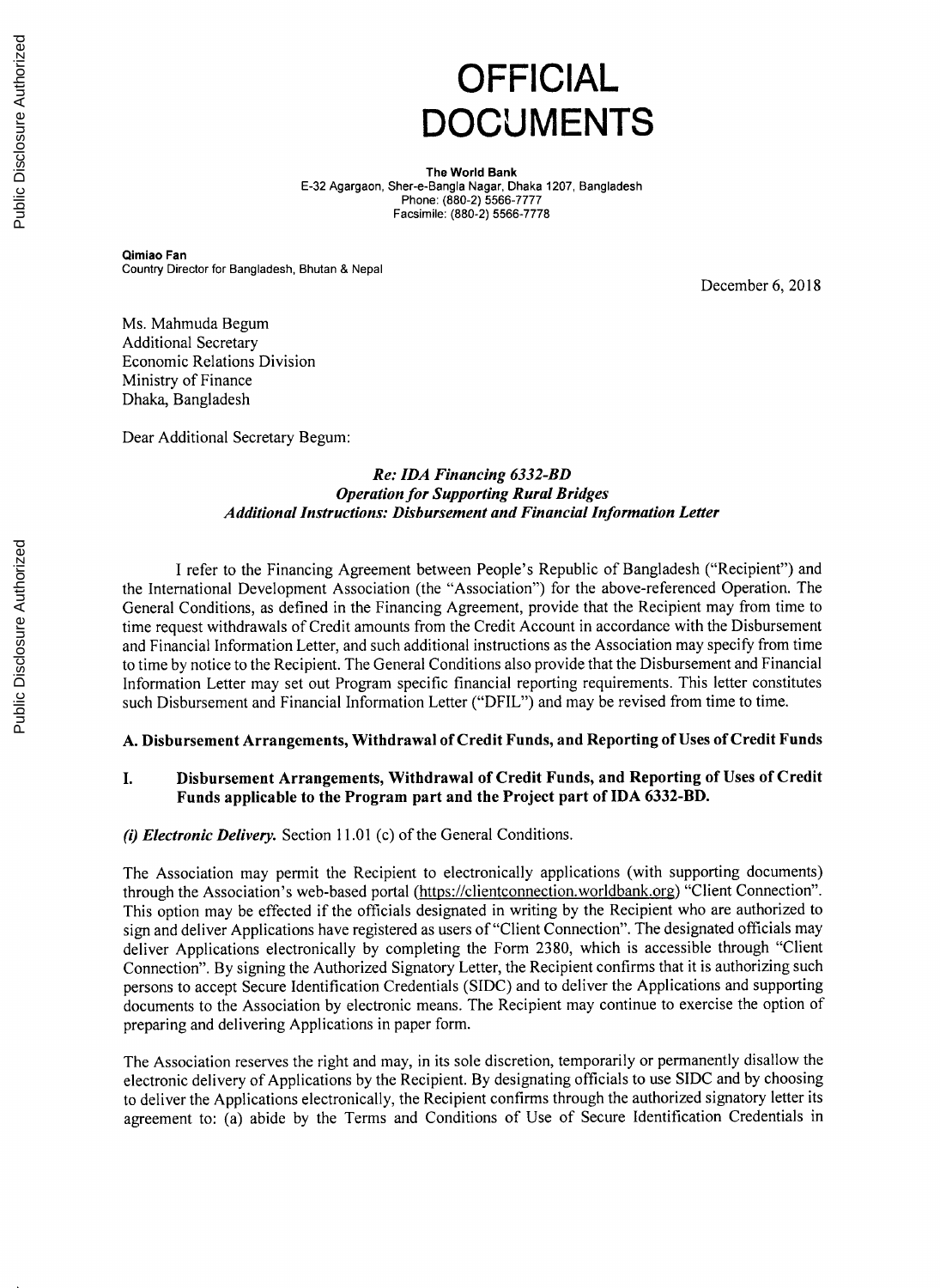# OFFICIAL DOCUMENTS

**The World Bank**
E-32 Agargaon, Sher-e-Bangla Nagar, Dhaka 1207, Bangladesh
Phone: (880-2) 5566-7777
Facsimile: (880-2) 5566-7778

**Qimiao Fan**
Country Director for Bangladesh, Bhutan & Nepal

December 6, 2018

Ms. Mahmuda Begum
Additional Secretary
Economic Relations Division
Ministry of Finance
Dhaka, Bangladesh

Dear Additional Secretary Begum:

***Re: IDA Financing 6332-BD***
***Operation for Supporting Rural Bridges***
***Additional Instructions: Disbursement and Financial Information Letter***

I refer to the Financing Agreement between People's Republic of Bangladesh ("Recipient") and the International Development Association (the "Association") for the above-referenced Operation. The General Conditions, as defined in the Financing Agreement, provide that the Recipient may from time to time request withdrawals of Credit amounts from the Credit Account in accordance with the Disbursement and Financial Information Letter, and such additional instructions as the Association may specify from time to time by notice to the Recipient. The General Conditions also provide that the Disbursement and Financial Information Letter may set out Program specific financial reporting requirements. This letter constitutes such Disbursement and Financial Information Letter ("DFIL") and may be revised from time to time.

## A. Disbursement Arrangements, Withdrawal of Credit Funds, and Reporting of Uses of Credit Funds

### I. Disbursement Arrangements, Withdrawal of Credit Funds, and Reporting of Uses of Credit Funds applicable to the Program part and the Project part of IDA 6332-BD.

***(i) Electronic Delivery.*** Section 11.01 (c) of the General Conditions.

The Association may permit the Recipient to electronically applications (with supporting documents) through the Association's web-based portal (https://clientconnection.worldbank.org) "Client Connection". This option may be effected if the officials designated in writing by the Recipient who are authorized to sign and deliver Applications have registered as users of "Client Connection". The designated officials may deliver Applications electronically by completing the Form 2380, which is accessible through "Client Connection". By signing the Authorized Signatory Letter, the Recipient confirms that it is authorizing such persons to accept Secure Identification Credentials (SIDC) and to deliver the Applications and supporting documents to the Association by electronic means. The Recipient may continue to exercise the option of preparing and delivering Applications in paper form.

The Association reserves the right and may, in its sole discretion, temporarily or permanently disallow the electronic delivery of Applications by the Recipient. By designating officials to use SIDC and by choosing to deliver the Applications electronically, the Recipient confirms through the authorized signatory letter its agreement to: (a) abide by the Terms and Conditions of Use of Secure Identification Credentials in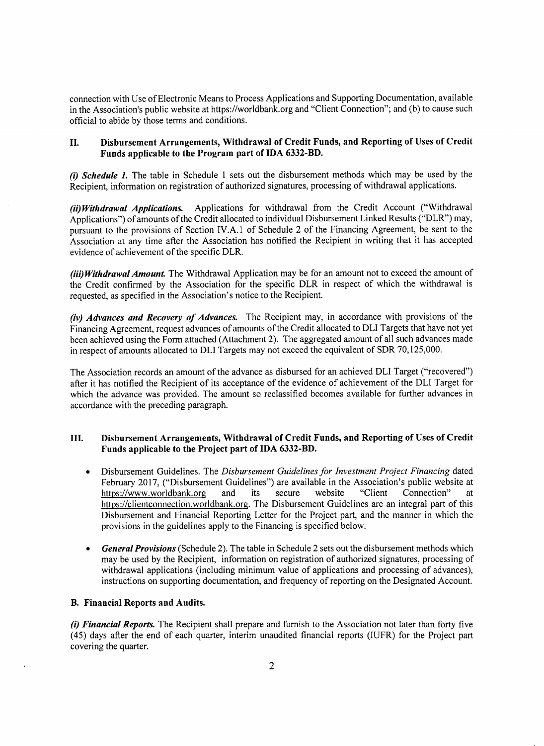connection with Use of Electronic Means to Process Applications and Supporting Documentation, available in the Association's public website at https://worldbank.org and "Client Connection"; and (b) to cause such official to abide by those terms and conditions.

## II. Disbursement Arrangements, Withdrawal of Credit Funds, and Reporting of Uses of Credit Funds applicable to the Program part of IDA 6332-BD.

***(i) Schedule 1.*** The table in Schedule 1 sets out the disbursement methods which may be used by the Recipient, information on registration of authorized signatures, processing of withdrawal applications.

***(ii) Withdrawal Applications.*** Applications for withdrawal from the Credit Account ("Withdrawal Applications") of amounts of the Credit allocated to individual Disbursement Linked Results ("DLR") may, pursuant to the provisions of Section IV.A.1 of Schedule 2 of the Financing Agreement, be sent to the Association at any time after the Association has notified the Recipient in writing that it has accepted evidence of achievement of the specific DLR.

***(iii) Withdrawal Amount.*** The Withdrawal Application may be for an amount not to exceed the amount of the Credit confirmed by the Association for the specific DLR in respect of which the withdrawal is requested, as specified in the Association's notice to the Recipient.

***(iv) Advances and Recovery of Advances.*** The Recipient may, in accordance with provisions of the Financing Agreement, request advances of amounts of the Credit allocated to DLI Targets that have not yet been achieved using the Form attached (Attachment 2). The aggregated amount of all such advances made in respect of amounts allocated to DLI Targets may not exceed the equivalent of SDR 70,125,000.

The Association records an amount of the advance as disbursed for an achieved DLI Target ("recovered") after it has notified the Recipient of its acceptance of the evidence of achievement of the DLI Target for which the advance was provided. The amount so reclassified becomes available for further advances in accordance with the preceding paragraph.

## III. Disbursement Arrangements, Withdrawal of Credit Funds, and Reporting of Uses of Credit Funds applicable to the Project part of IDA 6332-BD.

- Disbursement Guidelines. The *Disbursement Guidelines for Investment Project Financing* dated February 2017, ("Disbursement Guidelines") are available in the Association's public website at https://www.worldbank.org and its secure website "Client Connection" at https://clientconnection.worldbank.org. The Disbursement Guidelines are an integral part of this Disbursement and Financial Reporting Letter for the Project part, and the manner in which the provisions in the guidelines apply to the Financing is specified below.

- ***General Provisions*** (Schedule 2). The table in Schedule 2 sets out the disbursement methods which may be used by the Recipient, information on registration of authorized signatures, processing of withdrawal applications (including minimum value of applications and processing of advances), instructions on supporting documentation, and frequency of reporting on the Designated Account.

### B. Financial Reports and Audits.

***(i) Financial Reports.*** The Recipient shall prepare and furnish to the Association not later than forty five (45) days after the end of each quarter, interim unaudited financial reports (IUFR) for the Project part covering the quarter.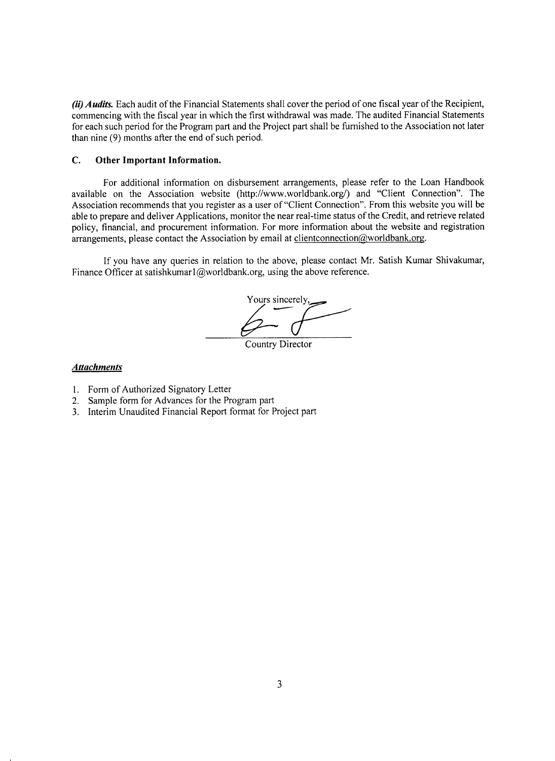***(ii) Audits.*** Each audit of the Financial Statements shall cover the period of one fiscal year of the Recipient, commencing with the fiscal year in which the first withdrawal was made. The audited Financial Statements for each such period for the Program part and the Project part shall be furnished to the Association not later than nine (9) months after the end of such period.

## C. Other Important Information.

For additional information on disbursement arrangements, please refer to the Loan Handbook available on the Association website (http://www.worldbank.org/) and "Client Connection". The Association recommends that you register as a user of "Client Connection". From this website you will be able to prepare and deliver Applications, monitor the near real-time status of the Credit, and retrieve related policy, financial, and procurement information. For more information about the website and registration arrangements, please contact the Association by email at clientconnection@worldbank.org.

If you have any queries in relation to the above, please contact Mr. Satish Kumar Shivakumar, Finance Officer at satishkumar1@worldbank.org, using the above reference.

Yours sincerely,

Country Director

***Attachments***

1. Form of Authorized Signatory Letter
2. Sample form for Advances for the Program part
3. Interim Unaudited Financial Report format for Project part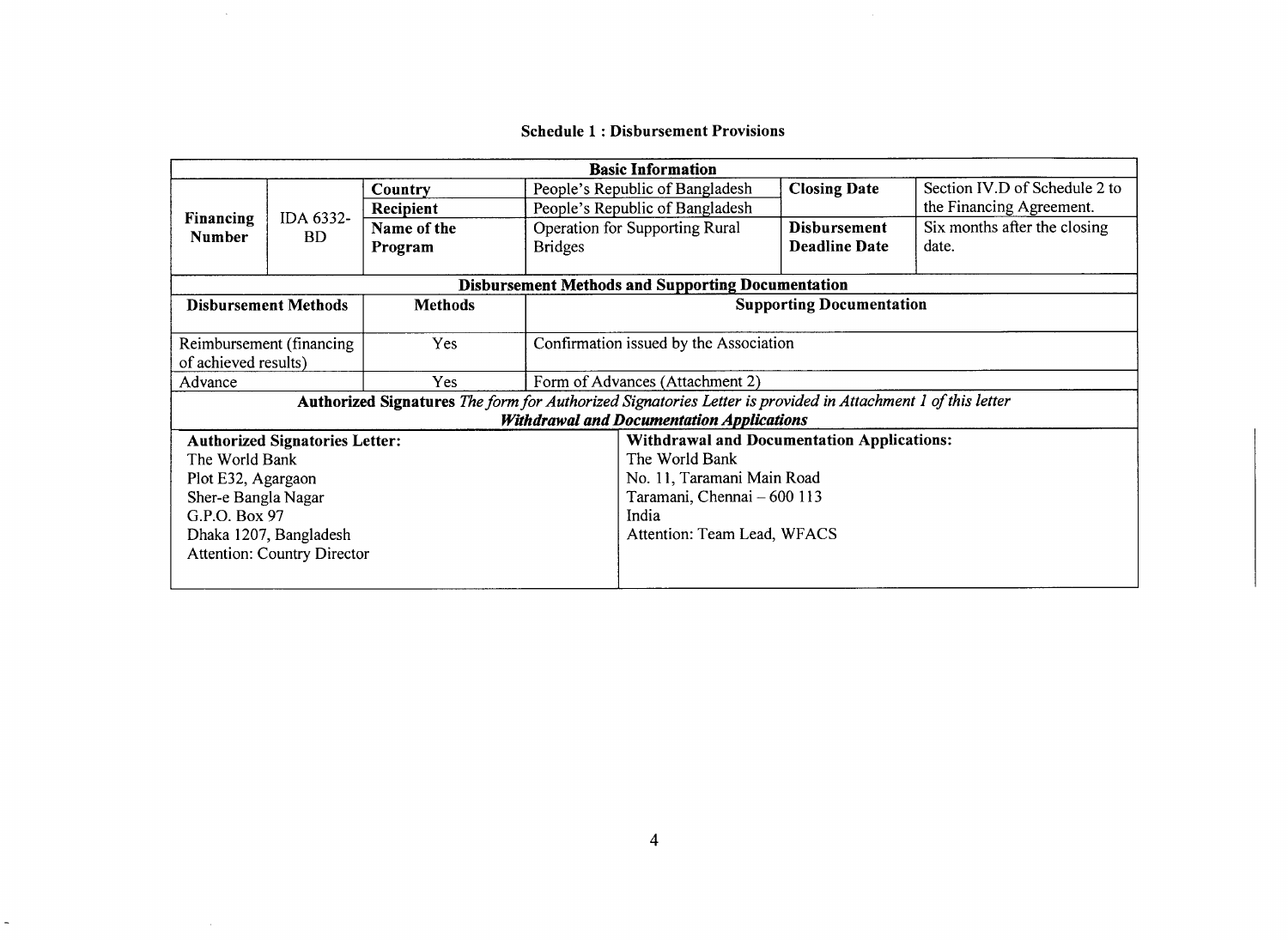### Schedule 1 : Disbursement Provisions

| Basic Information | | | | | |
|---|---|---|---|---|---|
| **Financing Number** | IDA 6332-BD | **Country** | People's Republic of Bangladesh | **Closing Date** | Section IV.D of Schedule 2 to the Financing Agreement. |
| | | **Recipient** | People's Republic of Bangladesh | | |
| | | **Name of the Program** | Operation for Supporting Rural Bridges | **Disbursement Deadline Date** | Six months after the closing date. |

| Disbursement Methods and Supporting Documentation | | |
|---|---|---|
| **Disbursement Methods** | **Methods** | **Supporting Documentation** |
| Reimbursement (financing of achieved results) | Yes | Confirmation issued by the Association |
| Advance | Yes | Form of Advances (Attachment 2) |

**Authorized Signatures** *The form for Authorized Signatories Letter is provided in Attachment 1 of this letter*

***Withdrawal and Documentation Applications***

| **Authorized Signatures Letter:** | **Withdrawal and Documentation Applications:** |
|---|---|
| The World Bank<br>Plot E32, Agargaon<br>Sher-e Bangla Nagar<br>G.P.O. Box 97<br>Dhaka 1207, Bangladesh<br>Attention: Country Director | The World Bank<br>No. 11, Taramani Main Road<br>Taramani, Chennai – 600 113<br>India<br>Attention: Team Lead, WFACS |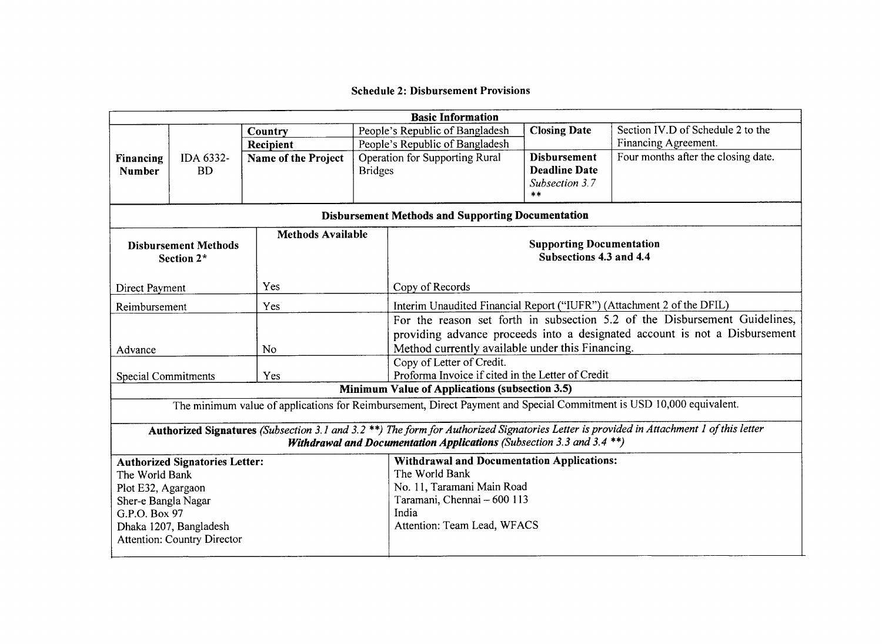# Schedule 2: Disbursement Provisions

| Basic Information | | | | | |
|---|---|---|---|---|---|
| **Financing Number** | IDA 6332-BD | **Country** | People's Republic of Bangladesh | **Closing Date** | Section IV.D of Schedule 2 to the Financing Agreement. |
| | | **Recipient** | People's Republic of Bangladesh | | |
| | | **Name of the Project** | Operation for Supporting Rural Bridges | **Disbursement Deadline Date** *Subsection 3.7* ** | Four months after the closing date. |

**Disbursement Methods and Supporting Documentation**

| **Disbursement Methods Section 2*** | **Methods Available** | **Supporting Documentation Subsections 4.3 and 4.4** |
|---|---|---|
| Direct Payment | Yes | Copy of Records |
| Reimbursement | Yes | Interim Unaudited Financial Report ("IUFR") (Attachment 2 of the DFIL) |
| Advance | No | For the reason set forth in subsection 5.2 of the Disbursement Guidelines, providing advance proceeds into a designated account is not a Disbursement Method currently available under this Financing. |
| Special Commitments | Yes | Copy of Letter of Credit. Proforma Invoice if cited in the Letter of Credit |

**Minimum Value of Applications (subsection 3.5)**

The minimum value of applications for Reimbursement, Direct Payment and Special Commitment is USD 10,000 equivalent.

**Authorized Signatures** *(Subsection 3.1 and 3.2 **) The form for Authorized Signatories Letter is provided in Attachment 1 of this letter*
***Withdrawal and Documentation Applications** (Subsection 3.3 and 3.4 **)*

| **Authorized Signatories Letter:** | **Withdrawal and Documentation Applications:** |
|---|---|
| The World Bank<br>Plot E32, Agargaon<br>Sher-e Bangla Nagar<br>G.P.O. Box 97<br>Dhaka 1207, Bangladesh<br>Attention: Country Director | The World Bank<br>No. 11, Taramani Main Road<br>Taramani, Chennai – 600 113<br>India<br>Attention: Team Lead, WFACS |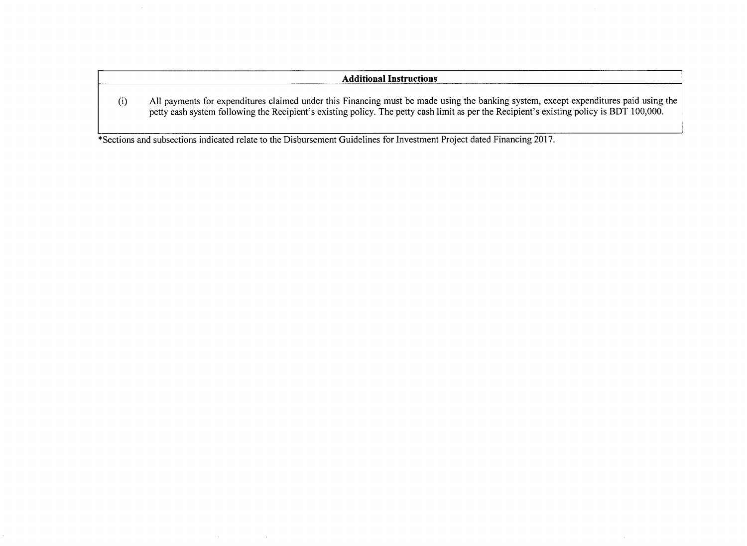| Additional Instructions | |
|---|---|
| (i) | All payments for expenditures claimed under this Financing must be made using the banking system, except expenditures paid using the petty cash system following the Recipient's existing policy. The petty cash limit as per the Recipient's existing policy is BDT 100,000. |

*Sections and subsections indicated relate to the Disbursement Guidelines for Investment Project dated Financing 2017.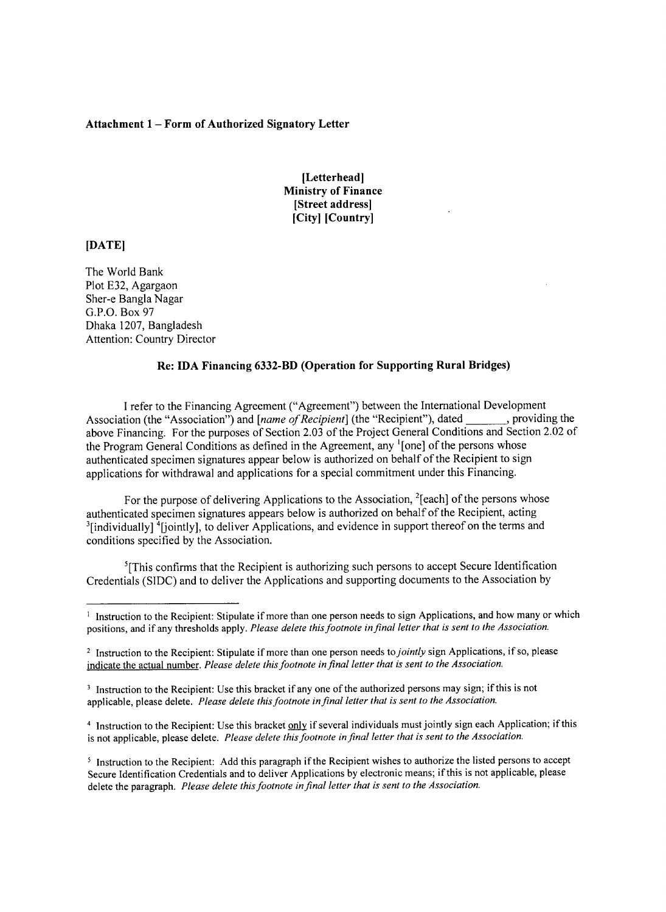**Attachment 1 – Form of Authorized Signatory Letter**

**[Letterhead]**
**Ministry of Finance**
**[Street address]**
**[City] [Country]**

**[DATE]**

The World Bank
Plot E32, Agargaon
Sher-e Bangla Nagar
G.P.O. Box 97
Dhaka 1207, Bangladesh
Attention: Country Director

**Re: IDA Financing 6332-BD (Operation for Supporting Rural Bridges)**

I refer to the Financing Agreement ("Agreement") between the International Development Association (the "Association") and *[name of Recipient]* (the "Recipient"), dated _______, providing the above Financing. For the purposes of Section 2.03 of the Project General Conditions and Section 2.02 of the Program General Conditions as defined in the Agreement, any [1][one] of the persons whose authenticated specimen signatures appear below is authorized on behalf of the Recipient to sign applications for withdrawal and applications for a special commitment under this Financing.

For the purpose of delivering Applications to the Association, [2][each] of the persons whose authenticated specimen signatures appears below is authorized on behalf of the Recipient, acting [3][individually] [4][jointly], to deliver Applications, and evidence in support thereof on the terms and conditions specified by the Association.

[5][This confirms that the Recipient is authorizing such persons to accept Secure Identification Credentials (SIDC) and to deliver the Applications and supporting documents to the Association by

---

[1] Instruction to the Recipient: Stipulate if more than one person needs to sign Applications, and how many or which positions, and if any thresholds apply. *Please delete this footnote in final letter that is sent to the Association.*

[2] Instruction to the Recipient: Stipulate if more than one person needs to *jointly* sign Applications, if so, please indicate the actual number. *Please delete this footnote in final letter that is sent to the Association.*

[3] Instruction to the Recipient: Use this bracket if any one of the authorized persons may sign; if this is not applicable, please delete. *Please delete this footnote in final letter that is sent to the Association.*

[4] Instruction to the Recipient: Use this bracket only if several individuals must jointly sign each Application; if this is not applicable, please delete. *Please delete this footnote in final letter that is sent to the Association.*

[5] Instruction to the Recipient: Add this paragraph if the Recipient wishes to authorize the listed persons to accept Secure Identification Credentials and to deliver Applications by electronic means; if this is not applicable, please delete the paragraph. *Please delete this footnote in final letter that is sent to the Association.*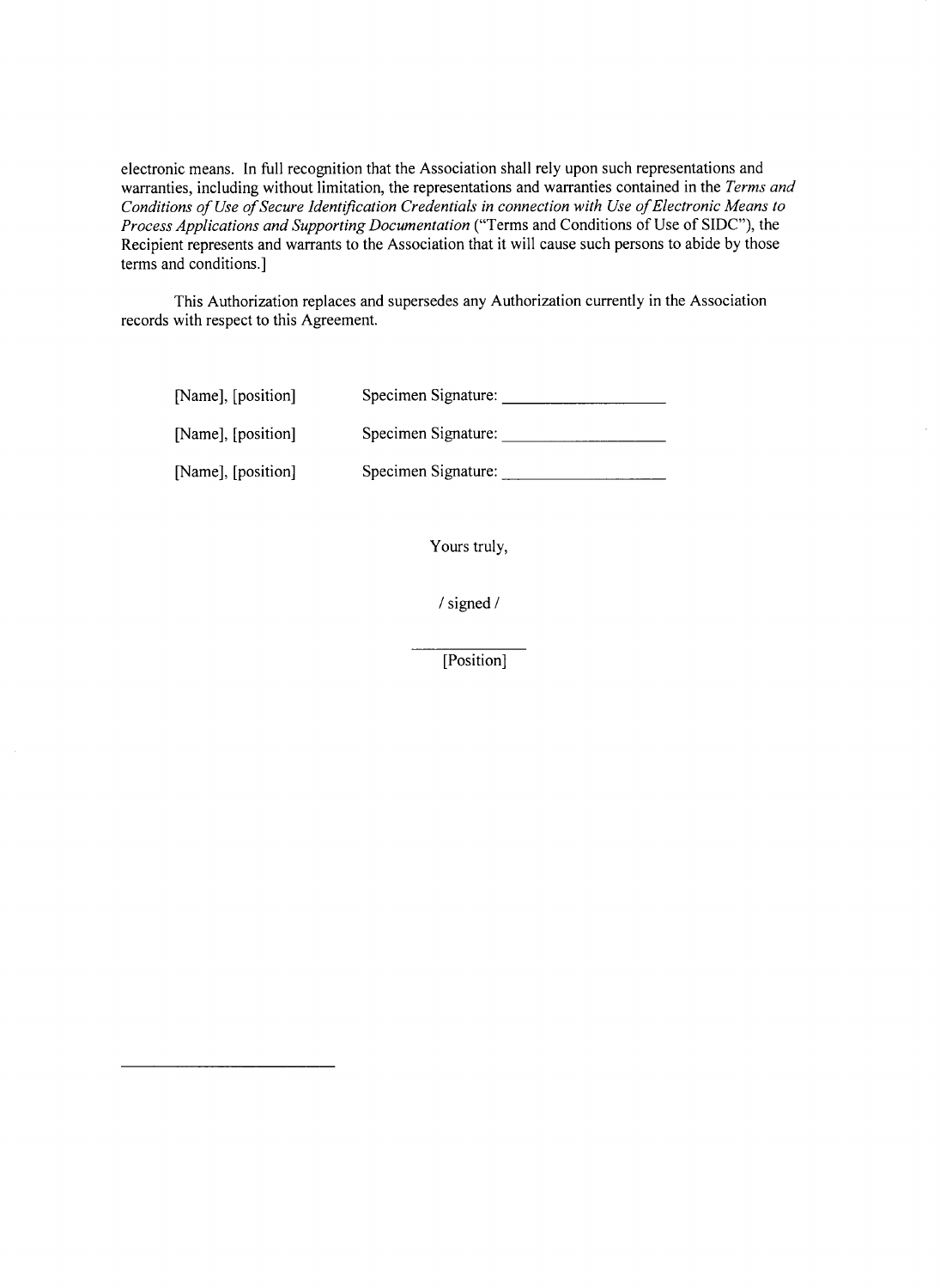electronic means. In full recognition that the Association shall rely upon such representations and warranties, including without limitation, the representations and warranties contained in the *Terms and Conditions of Use of Secure Identification Credentials in connection with Use of Electronic Means to Process Applications and Supporting Documentation* ("Terms and Conditions of Use of SIDC"), the Recipient represents and warrants to the Association that it will cause such persons to abide by those terms and conditions.]

This Authorization replaces and supersedes any Authorization currently in the Association records with respect to this Agreement.

[Name], [position] Specimen Signature: ___________________

[Name], [position] Specimen Signature: ___________________

[Name], [position] Specimen Signature: ___________________

Yours truly,

/ signed /

_____________

[Position]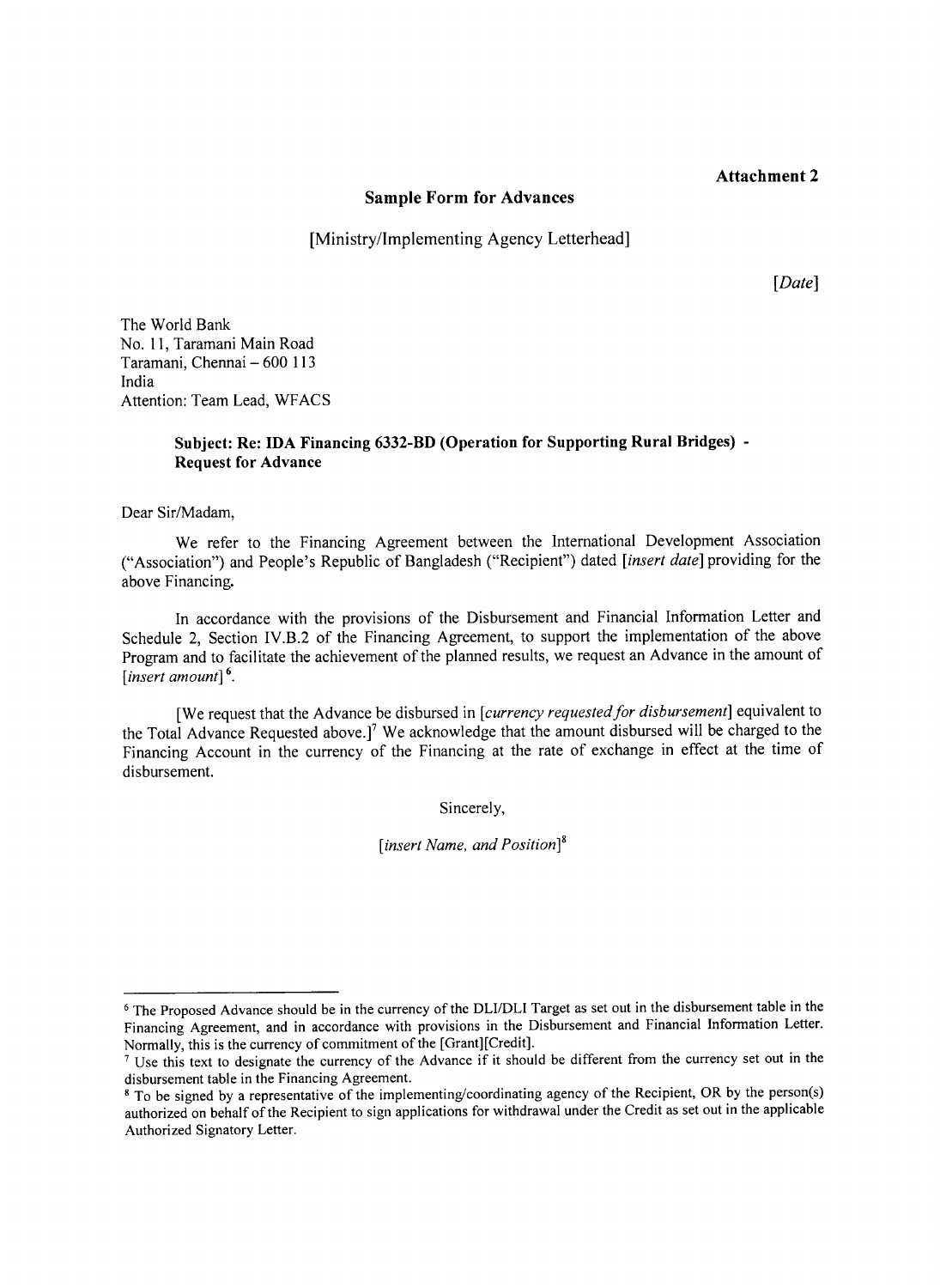**Attachment 2**

## Sample Form for Advances

[Ministry/Implementing Agency Letterhead]

*[Date]*

The World Bank
No. 11, Taramani Main Road
Taramani, Chennai – 600 113
India
Attention: Team Lead, WFACS

**Subject: Re: IDA Financing 6332-BD (Operation for Supporting Rural Bridges) - Request for Advance**

Dear Sir/Madam,

We refer to the Financing Agreement between the International Development Association ("Association") and People's Republic of Bangladesh ("Recipient") dated *[insert date]* providing for the above Financing.

In accordance with the provisions of the Disbursement and Financial Information Letter and Schedule 2, Section IV.B.2 of the Financing Agreement, to support the implementation of the above Program and to facilitate the achievement of the planned results, we request an Advance in the amount of *[insert amount]*[6].

[We request that the Advance be disbursed in *[currency requested for disbursement]* equivalent to the Total Advance Requested above.][7] We acknowledge that the amount disbursed will be charged to the Financing Account in the currency of the Financing at the rate of exchange in effect at the time of disbursement.

Sincerely,

*[insert Name, and Position]*[8]

---

[6] The Proposed Advance should be in the currency of the DLI/DLI Target as set out in the disbursement table in the Financing Agreement, and in accordance with provisions in the Disbursement and Financial Information Letter. Normally, this is the currency of commitment of the [Grant][Credit].

[7] Use this text to designate the currency of the Advance if it should be different from the currency set out in the disbursement table in the Financing Agreement.

[8] To be signed by a representative of the implementing/coordinating agency of the Recipient, OR by the person(s) authorized on behalf of the Recipient to sign applications for withdrawal under the Credit as set out in the applicable Authorized Signatory Letter.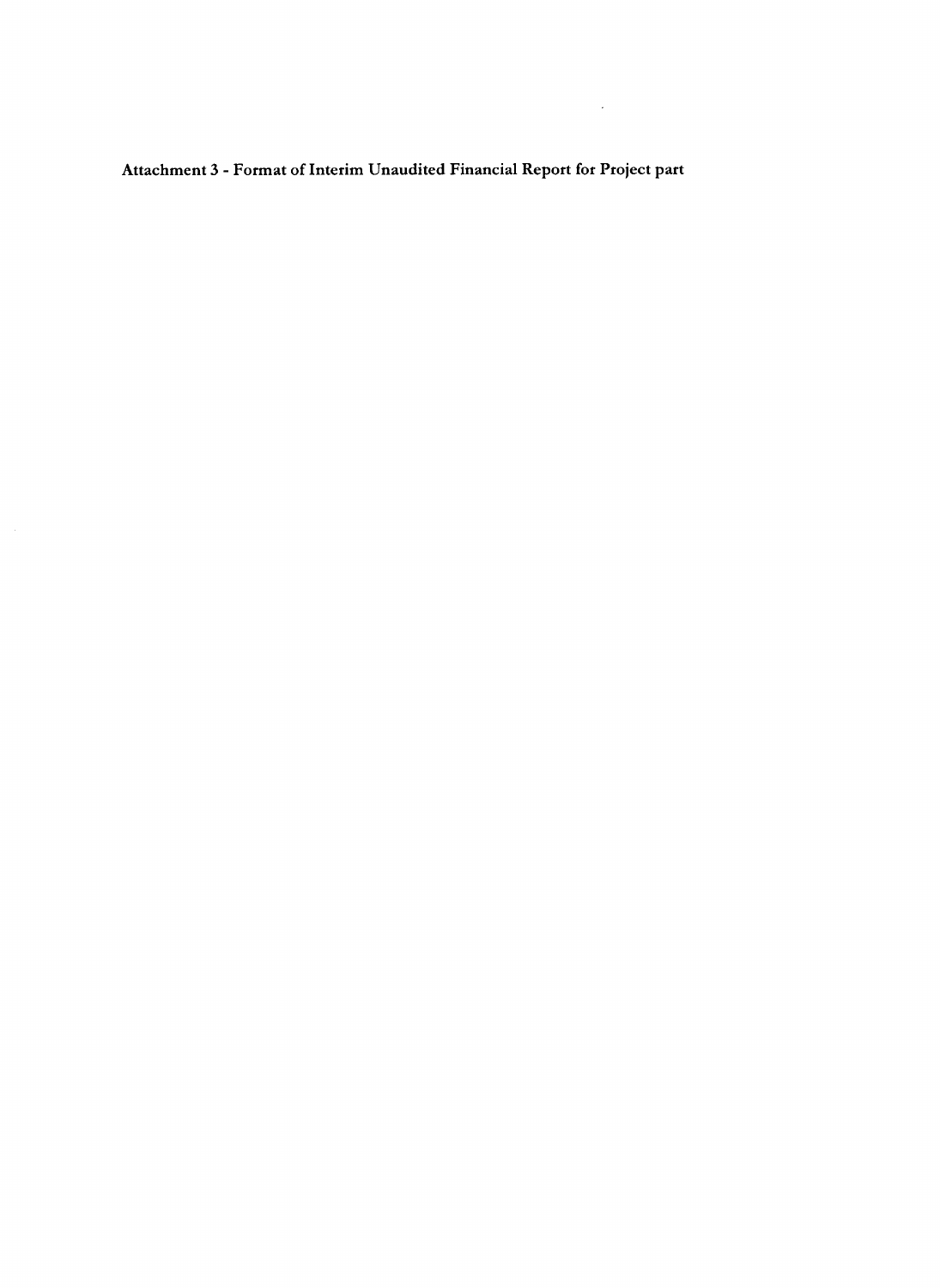**Attachment 3 - Format of Interim Unaudited Financial Report for Project part**